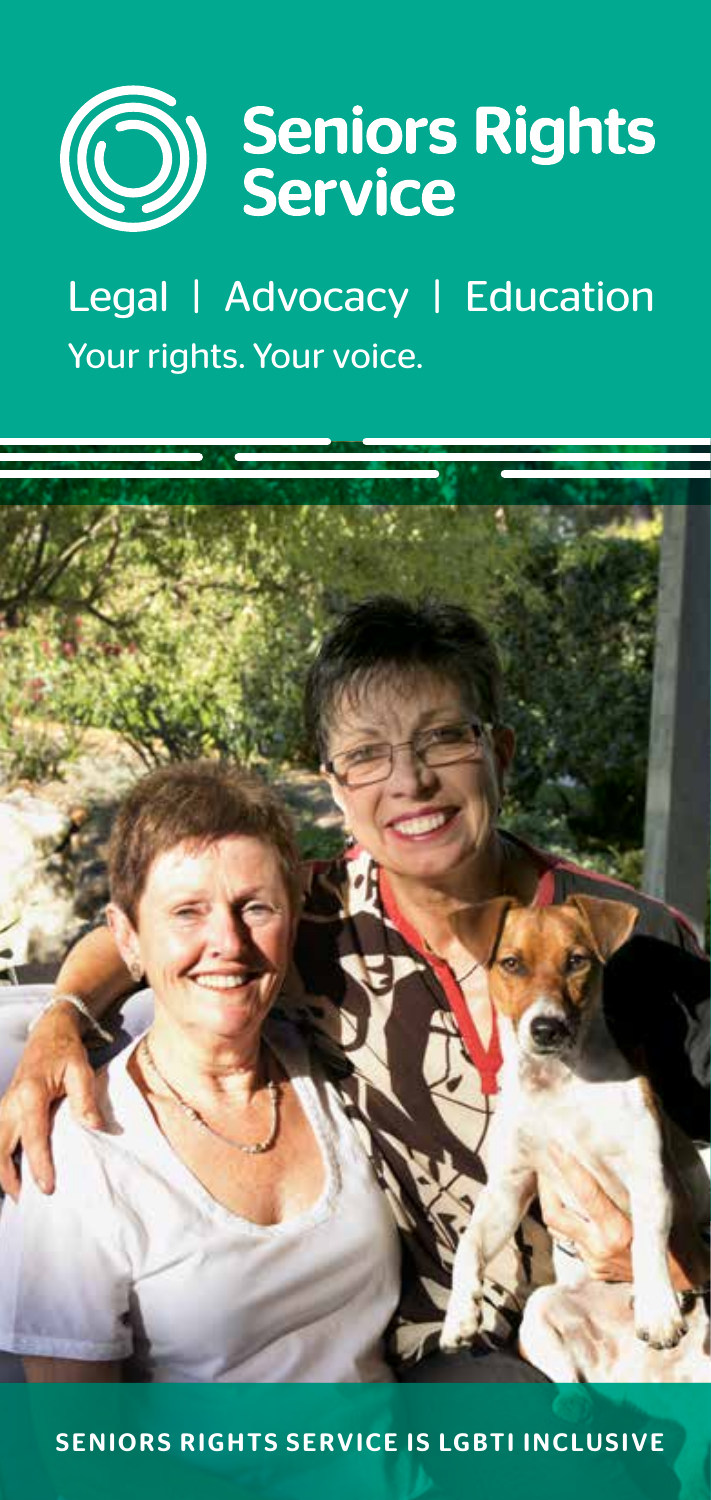# Seniors Rights Service

Legal | Advocacy | Education

Your rights. Your voice.

**SENIORS RIGHTS SERVICE IS LGBTI INCLUSIVE**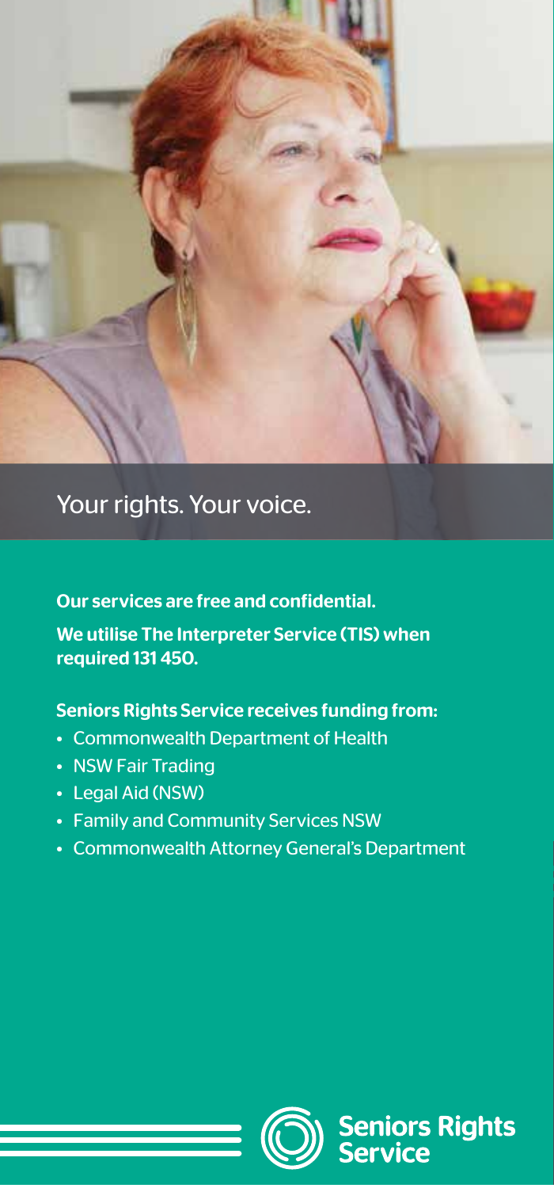Your rights. Your voice.

**Our services are free and confidential.**

**We utilise The Interpreter Service (TIS) when required 131 450.**

**Seniors Rights Service receives funding from:**

- Commonwealth Department of Health
- NSW Fair Trading
- Legal Aid (NSW)
- Family and Community Services NSW
- Commonwealth Attorney General's Department

Seniors Rights Service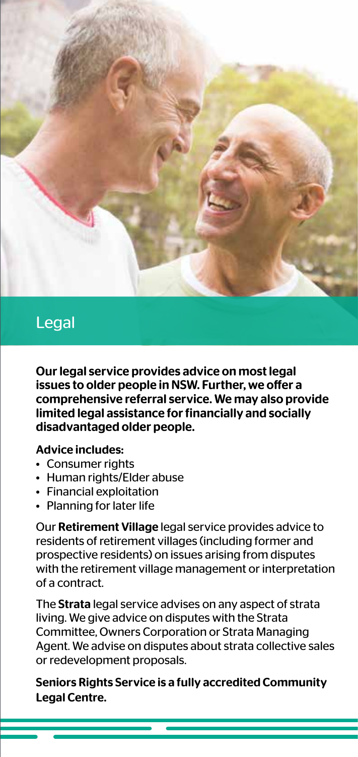## Legal

**Our legal service provides advice on most legal issues to older people in NSW. Further, we offer a comprehensive referral service. We may also provide limited legal assistance for financially and socially disadvantaged older people.**

**Advice includes:**

- Consumer rights
- Human rights/Elder abuse
- Financial exploitation
- Planning for later life

Our **Retirement Village** legal service provides advice to residents of retirement villages (including former and prospective residents) on issues arising from disputes with the retirement village management or interpretation of a contract.

The **Strata** legal service advises on any aspect of strata living. We give advice on disputes with the Strata Committee, Owners Corporation or Strata Managing Agent. We advise on disputes about strata collective sales or redevelopment proposals.

**Seniors Rights Service is a fully accredited Community Legal Centre.**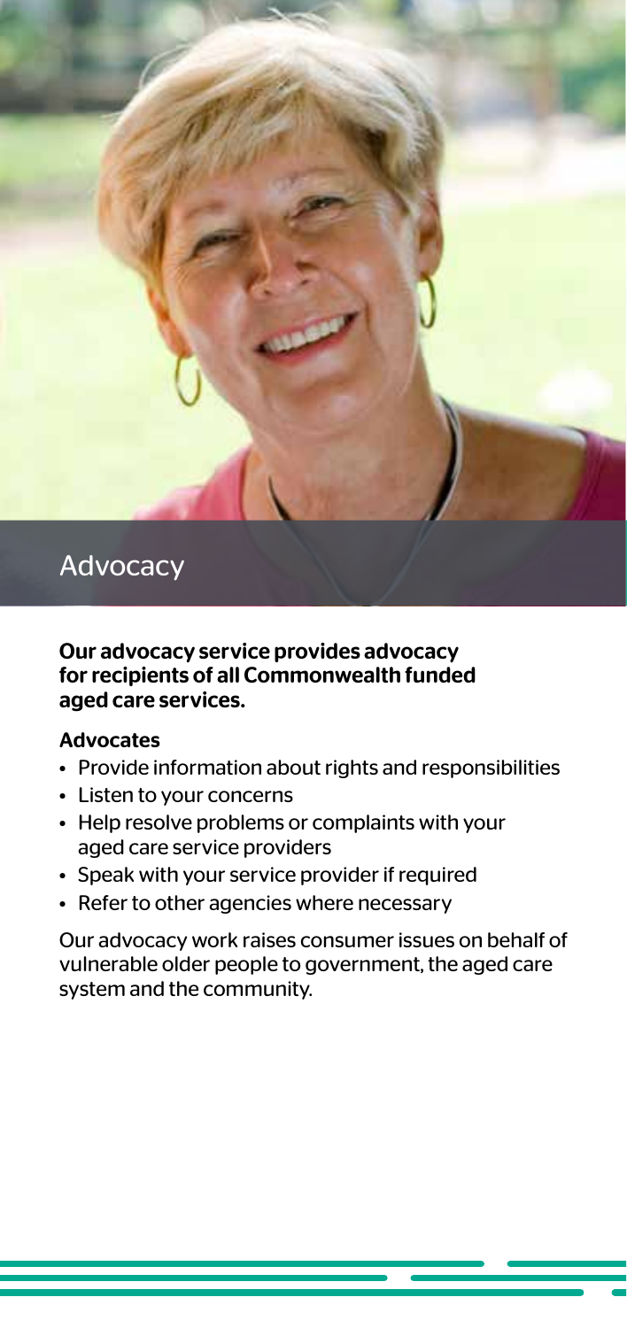# Advocacy

**Our advocacy service provides advocacy for recipients of all Commonwealth funded aged care services.**

**Advocates**

- Provide information about rights and responsibilities
- Listen to your concerns
- Help resolve problems or complaints with your aged care service providers
- Speak with your service provider if required
- Refer to other agencies where necessary

Our advocacy work raises consumer issues on behalf of vulnerable older people to government, the aged care system and the community.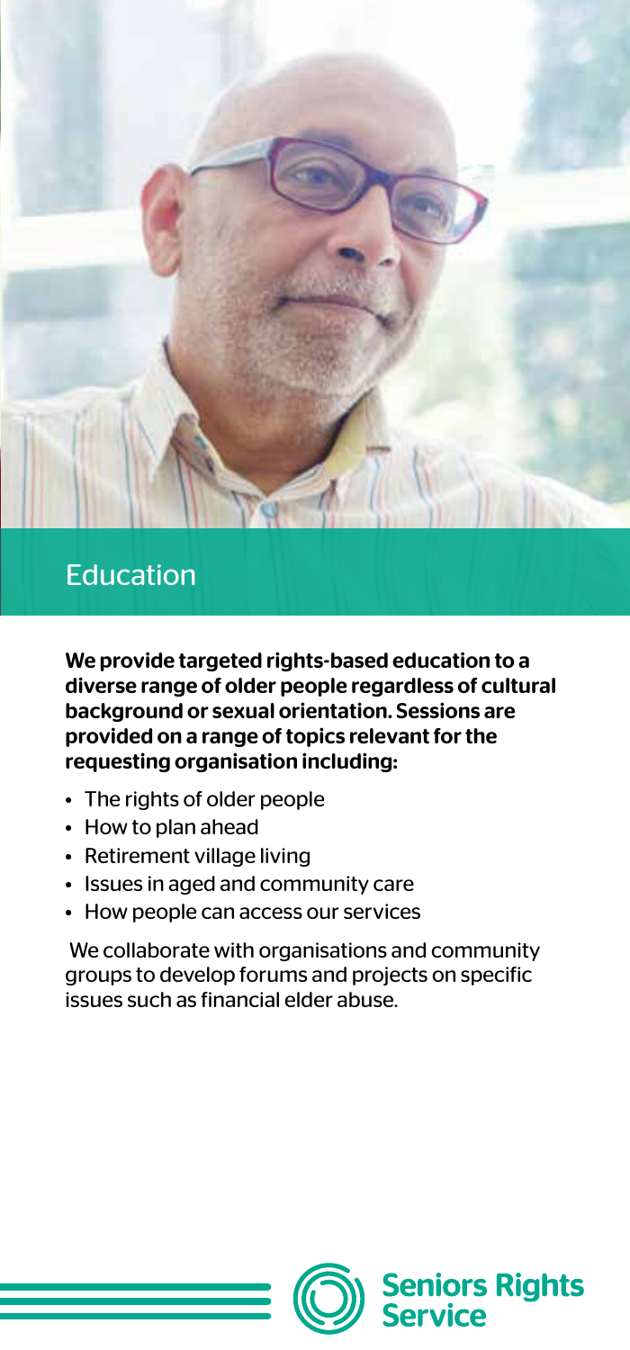## Education

**We provide targeted rights-based education to a diverse range of older people regardless of cultural background or sexual orientation. Sessions are provided on a range of topics relevant for the requesting organisation including:**

- The rights of older people
- How to plan ahead
- Retirement village living
- Issues in aged and community care
- How people can access our services

We collaborate with organisations and community groups to develop forums and projects on specific issues such as financial elder abuse.

**Seniors Rights Service**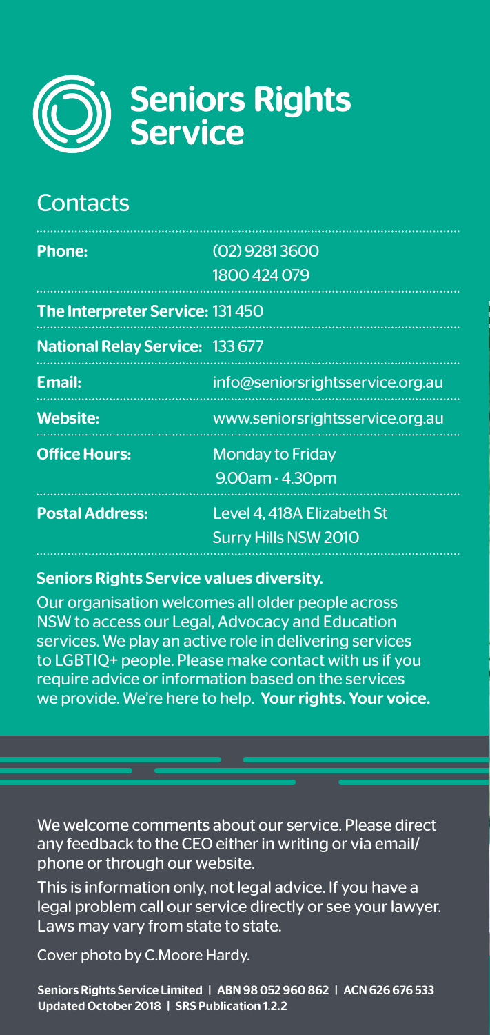# Seniors Rights Service

## Contacts

| | |
| --- | --- |
| **Phone:** | (02) 9281 3600<br>1800 424 079 |
| **The Interpreter Service:** 131 450 | |
| **National Relay Service:** 133 677 | |
| **Email:** | info@seniorsrightsservice.org.au |
| **Website:** | www.seniorsrightsservice.org.au |
| **Office Hours:** | Monday to Friday<br>9.00am - 4.30pm |
| **Postal Address:** | Level 4, 418A Elizabeth St<br>Surry Hills NSW 2010 |

**Seniors Rights Service values diversity.**

Our organisation welcomes all older people across NSW to access our Legal, Advocacy and Education services. We play an active role in delivering services to LGBTIQ+ people. Please make contact with us if you require advice or information based on the services we provide. We're here to help. **Your rights. Your voice.**

We welcome comments about our service. Please direct any feedback to the CEO either in writing or via email/ phone or through our website.

This is information only, not legal advice. If you have a legal problem call our service directly or see your lawyer. Laws may vary from state to state.

Cover photo by C.Moore Hardy.

Seniors Rights Service Limited | ABN 98 052 960 862 | ACN 626 676 533
Updated October 2018 | SRS Publication 1.2.2